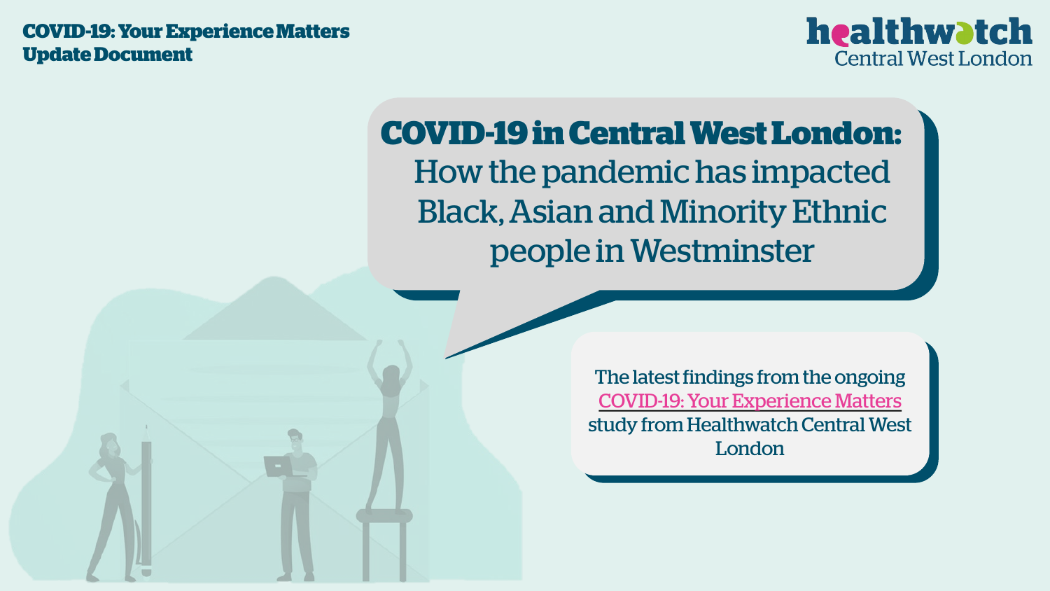**COVID-19: Your Experience Matters Update Document**

healthwatch Central West London

# COVID-19 in Central West London: How the pandemic has impacted Black, Asian and Minority Ethnic people in Westminster

The latest findings from the ongoing COVID-19: Your Experience Matters study from Healthwatch Central West London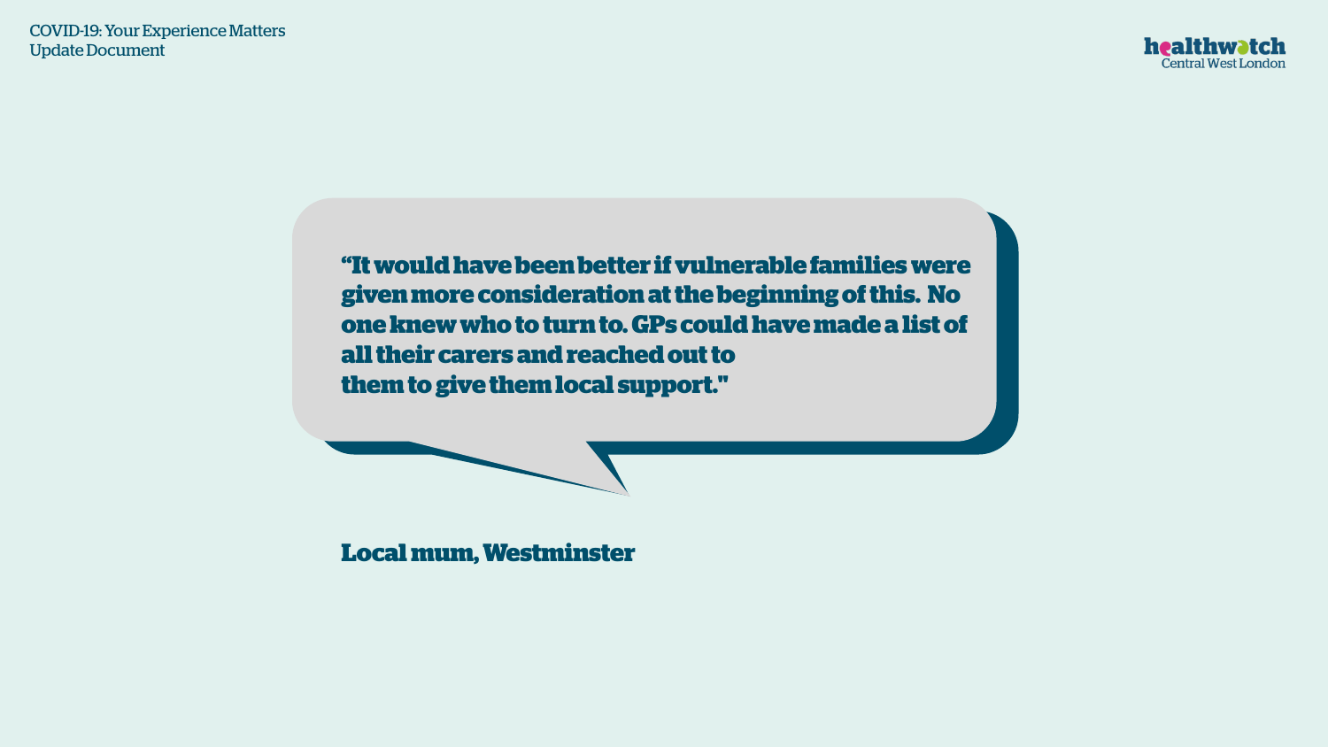> **"It would have been better if vulnerable families were given more consideration at the beginning of this. No one knew who to turn to. GPs could have made a list of all their carers and reached out to them to give them local support."**

**Local mum, Westminster**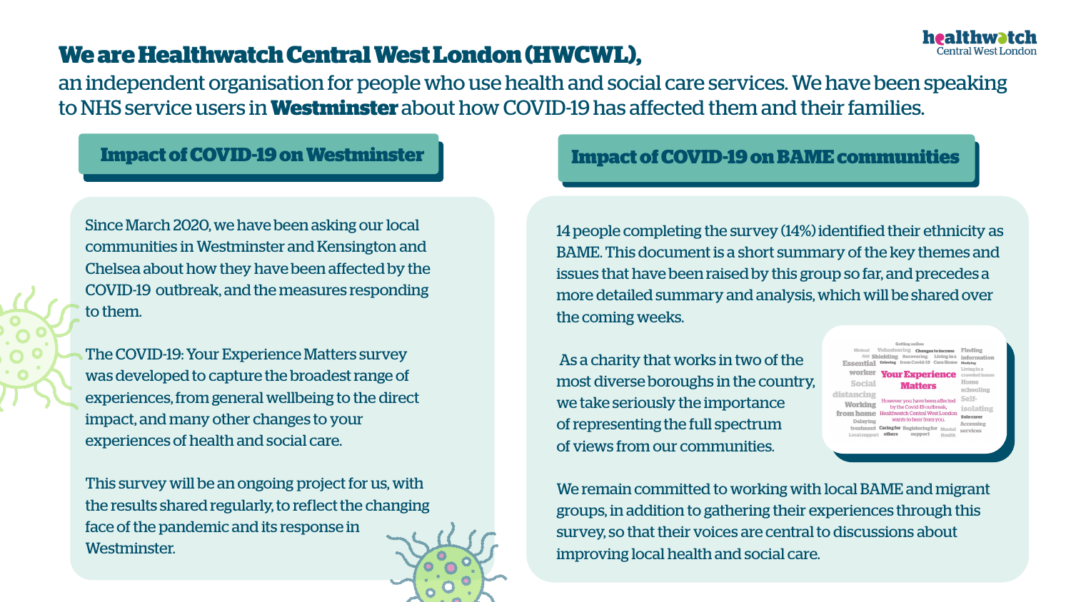# We are Healthwatch Central West London (HWCWL),

an independent organisation for people who use health and social care services. We have been speaking to NHS service users in **Westminster** about how COVID-19 has affected them and their families.

## Impact of COVID-19 on Westminster

Since March 2020, we have been asking our local communities in Westminster and Kensington and Chelsea about how they have been affected by the COVID-19 outbreak, and the measures responding to them.

The COVID-19: Your Experience Matters survey was developed to capture the broadest range of experiences, from general wellbeing to the direct impact, and many other changes to your experiences of health and social care.

This survey will be an ongoing project for us, with the results shared regularly, to reflect the changing face of the pandemic and its response in Westminster.

## Impact of COVID-19 on BAME communities

14 people completing the survey (14%) identified their ethnicity as BAME. This document is a short summary of the key themes and issues that have been raised by this group so far, and precedes a more detailed summary and analysis, which will be shared over the coming weeks.

As a charity that works in two of the most diverse boroughs in the country, we take seriously the importance of representing the full spectrum of views from our communities.

We remain committed to working with local BAME and migrant groups, in addition to gathering their experiences through this survey, so that their voices are central to discussions about improving local health and social care.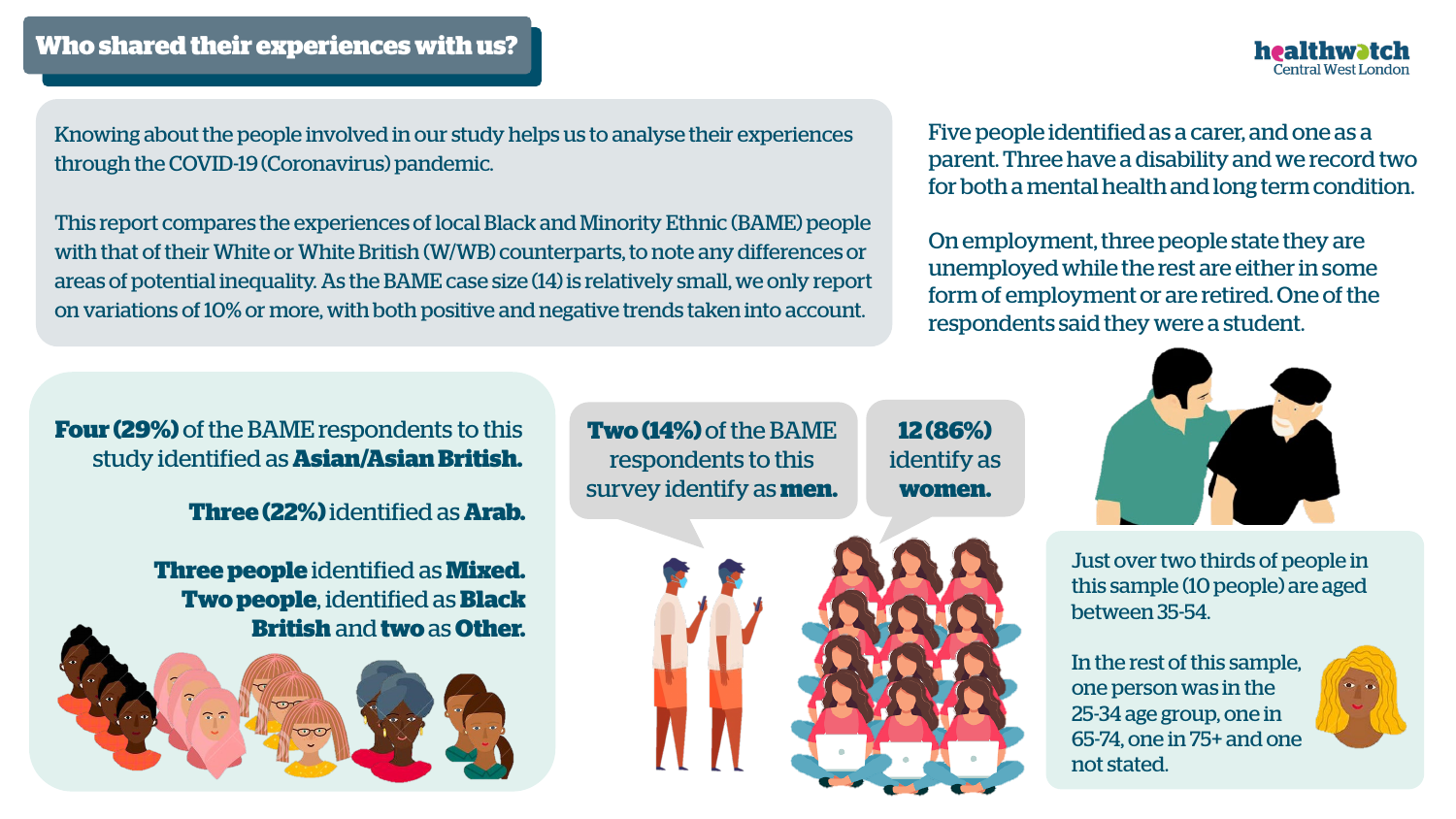# Who shared their experiences with us?

Knowing about the people involved in our study helps us to analyse their experiences through the COVID-19 (Coronavirus) pandemic.

This report compares the experiences of local Black and Minority Ethnic (BAME) people with that of their White or White British (W/WB) counterparts, to note any differences or areas of potential inequality. As the BAME case size (14) is relatively small, we only report on variations of 10% or more, with both positive and negative trends taken into account.

Five people identified as a carer, and one as a parent. Three have a disability and we record two for both a mental health and long term condition.

On employment, three people state they are unemployed while the rest are either in some form of employment or are retired. One of the respondents said they were a student.

**Four (29%)** of the BAME respondents to this study identified as **Asian/Asian British.**

**Three (22%)** identified as **Arab.**

**Three people** identified as **Mixed.** **Two people**, identified as **Black British** and **two** as **Other.**

**Two (14%)** of the BAME respondents to this survey identify as **men.**

**12 (86%)** identify as **women.**

Just over two thirds of people in this sample (10 people) are aged between 35-54.

In the rest of this sample, one person was in the 25-34 age group, one in 65-74, one in 75+ and one not stated.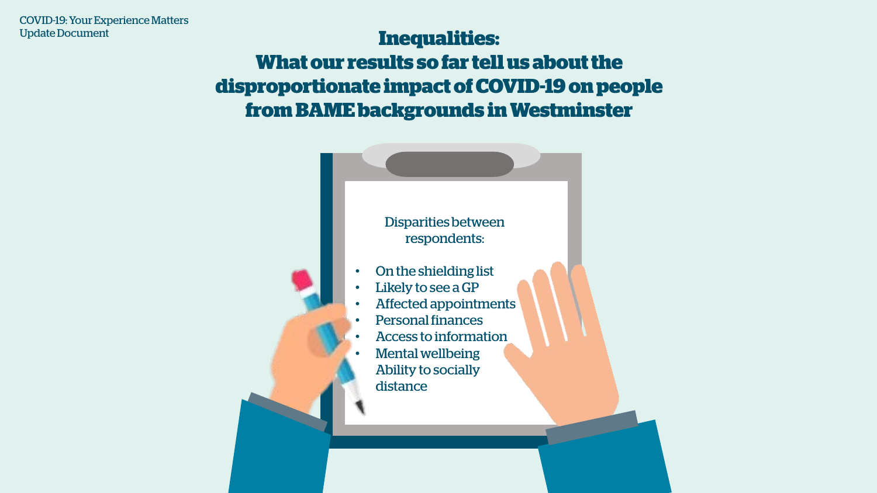# Inequalities: What our results so far tell us about the disproportionate impact of COVID-19 on people from BAME backgrounds in Westminster

Disparities between respondents:

- On the shielding list
- Likely to see a GP
- Affected appointments
- Personal finances
- Access to information
- Mental wellbeing
- Ability to socially distance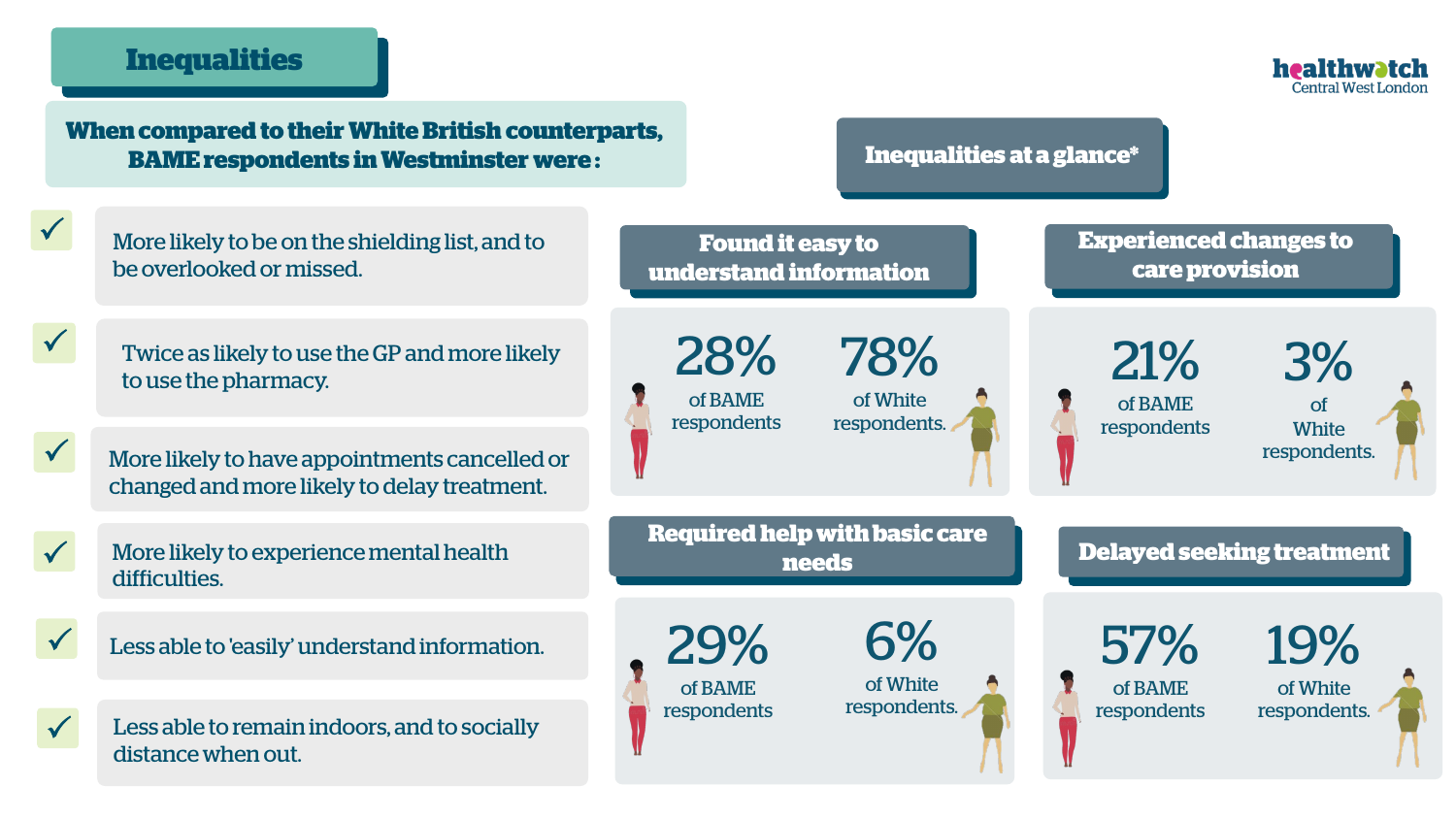# Inequalities

**When compared to their White British counterparts, BAME respondents in Westminster were:**

- ✓ More likely to be on the shielding list, and to be overlooked or missed.
- ✓ Twice as likely to use the GP and more likely to use the pharmacy.
- ✓ More likely to have appointments cancelled or changed and more likely to delay treatment.
- ✓ More likely to experience mental health difficulties.
- ✓ Less able to 'easily' understand information.
- ✓ Less able to remain indoors, and to socially distance when out.

## Inequalities at a glance*

### Found it easy to understand information

**28%** of BAME respondents

**78%** of White respondents.

### Experienced changes to care provision

**21%** of BAME respondents

**3%** of White respondents.

### Required help with basic care needs

**29%** of BAME respondents

**6%** of White respondents.

### Delayed seeking treatment

**57%** of BAME respondents

**19%** of White respondents.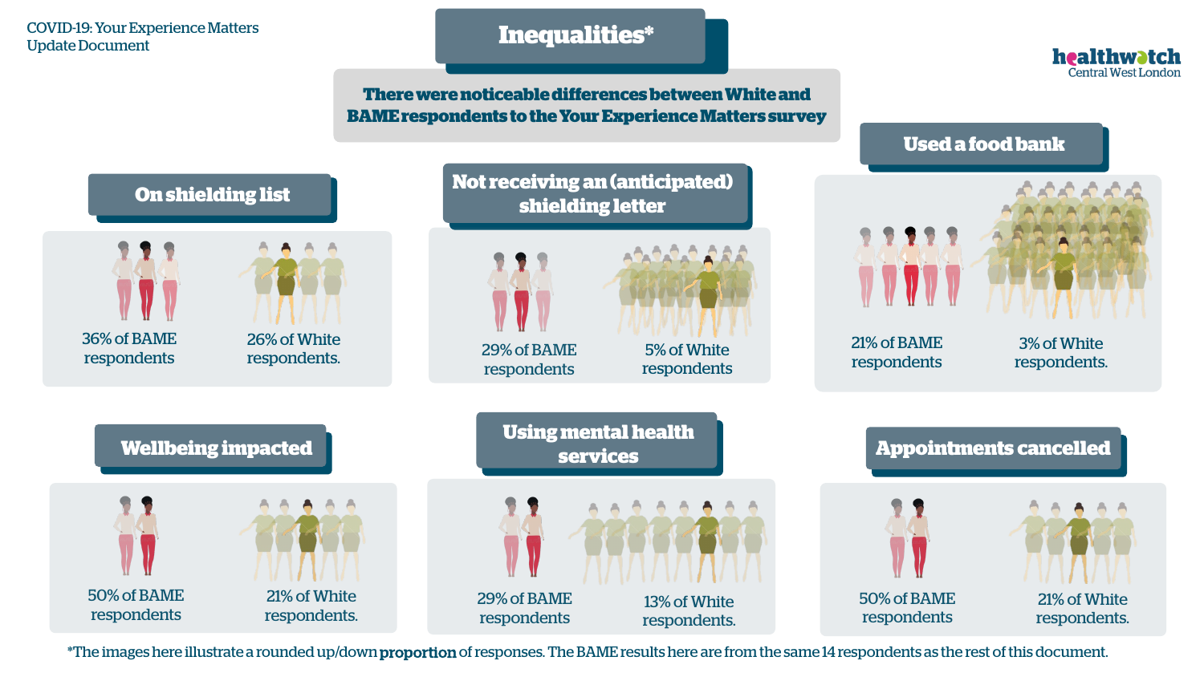# Inequalities*

**There were noticeable differences between White and BAME respondents to the Your Experience Matters survey**

## On shielding list

36% of BAME respondents

26% of White respondents.

## Not receiving an (anticipated) shielding letter

29% of BAME respondents

5% of White respondents

## Used a food bank

21% of BAME respondents

3% of White respondents.

## Wellbeing impacted

50% of BAME respondents

21% of White respondents.

## Using mental health services

29% of BAME respondents

13% of White respondents.

## Appointments cancelled

50% of BAME respondents

21% of White respondents.

*The images here illustrate a rounded up/down **proportion** of responses. The BAME results here are from the same 14 respondents as the rest of this document.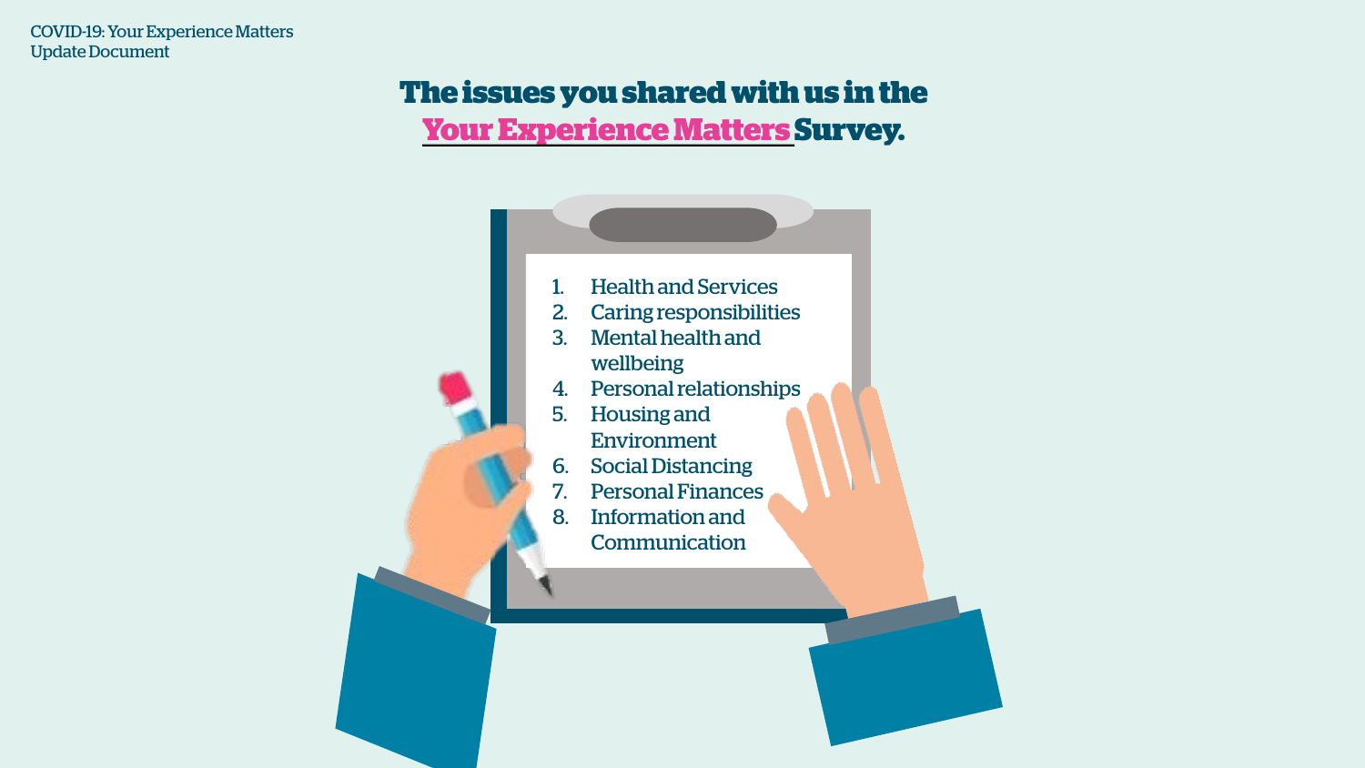# The issues you shared with us in the Your Experience Matters Survey.

1. Health and Services
2. Caring responsibilities
3. Mental health and wellbeing
4. Personal relationships
5. Housing and Environment
6. Social Distancing
7. Personal Finances
8. Information and Communication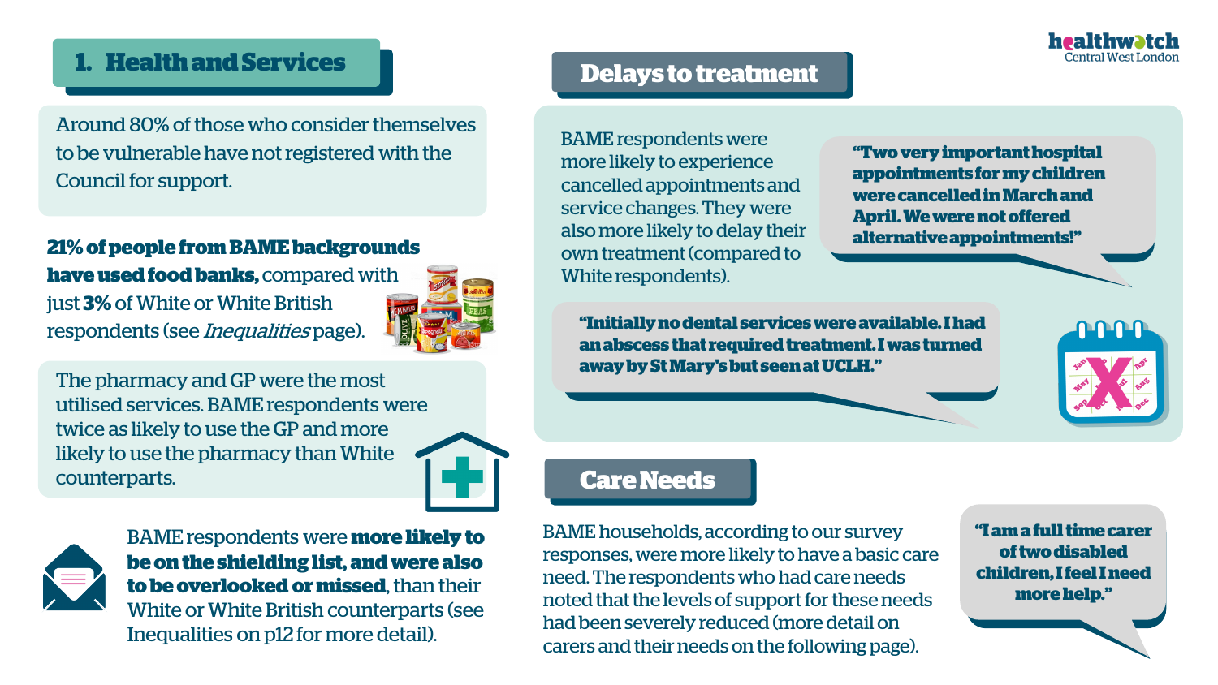## 1. Health and Services

Around 80% of those who consider themselves to be vulnerable have not registered with the Council for support.

**21% of people from BAME backgrounds have used food banks,** compared with just **3%** of White or White British respondents (see *Inequalities* page).

The pharmacy and GP were the most utilised services. BAME respondents were twice as likely to use the GP and more likely to use the pharmacy than White counterparts.

BAME respondents were **more likely to be on the shielding list, and were also to be overlooked or missed**, than their White or White British counterparts (see Inequalities on p12 for more detail).

## Delays to treatment

BAME respondents were more likely to experience cancelled appointments and service changes. They were also more likely to delay their own treatment (compared to White respondents).

**"Two very important hospital appointments for my children were cancelled in March and April. We were not offered alternative appointments!"**

**"Initially no dental services were available. I had an abscess that required treatment. I was turned away by St Mary's but seen at UCLH."**

## Care Needs

BAME households, according to our survey responses, were more likely to have a basic care need. The respondents who had care needs noted that the levels of support for these needs had been severely reduced (more detail on carers and their needs on the following page).

**"I am a full time carer of two disabled children, I feel I need more help."**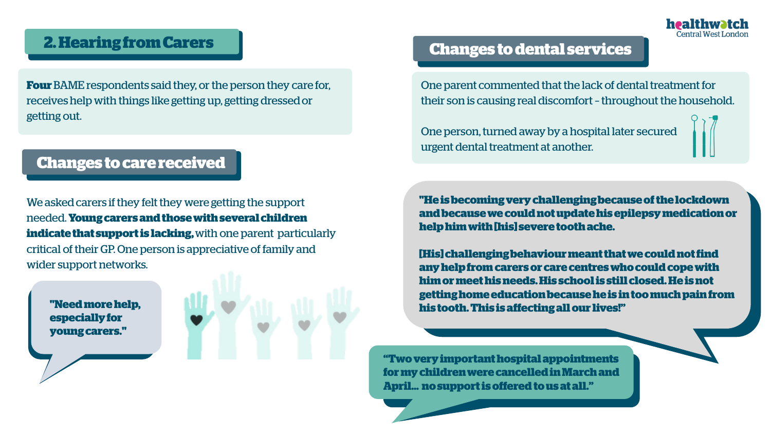## 2. Hearing from Carers

**Four** BAME respondents said they, or the person they care for, receives help with things like getting up, getting dressed or getting out.

### Changes to care received

We asked carers if they felt they were getting the support needed. **Young carers and those with several children indicate that support is lacking,** with one parent particularly critical of their GP. One person is appreciative of family and wider support networks.

**"Need more help, especially for young carers."**

### Changes to dental services

One parent commented that the lack of dental treatment for their son is causing real discomfort - throughout the household.

One person, turned away by a hospital later secured urgent dental treatment at another.

**"He is becoming very challenging because of the lockdown and because we could not update his epilepsy medication or help him with [his] severe tooth ache.**

**[His] challenging behaviour meant that we could not find any help from carers or care centres who could cope with him or meet his needs. His school is still closed. He is not getting home education because he is in too much pain from his tooth. This is affecting all our lives!"**

**"Two very important hospital appointments for my children were cancelled in March and April... no support is offered to us at all."**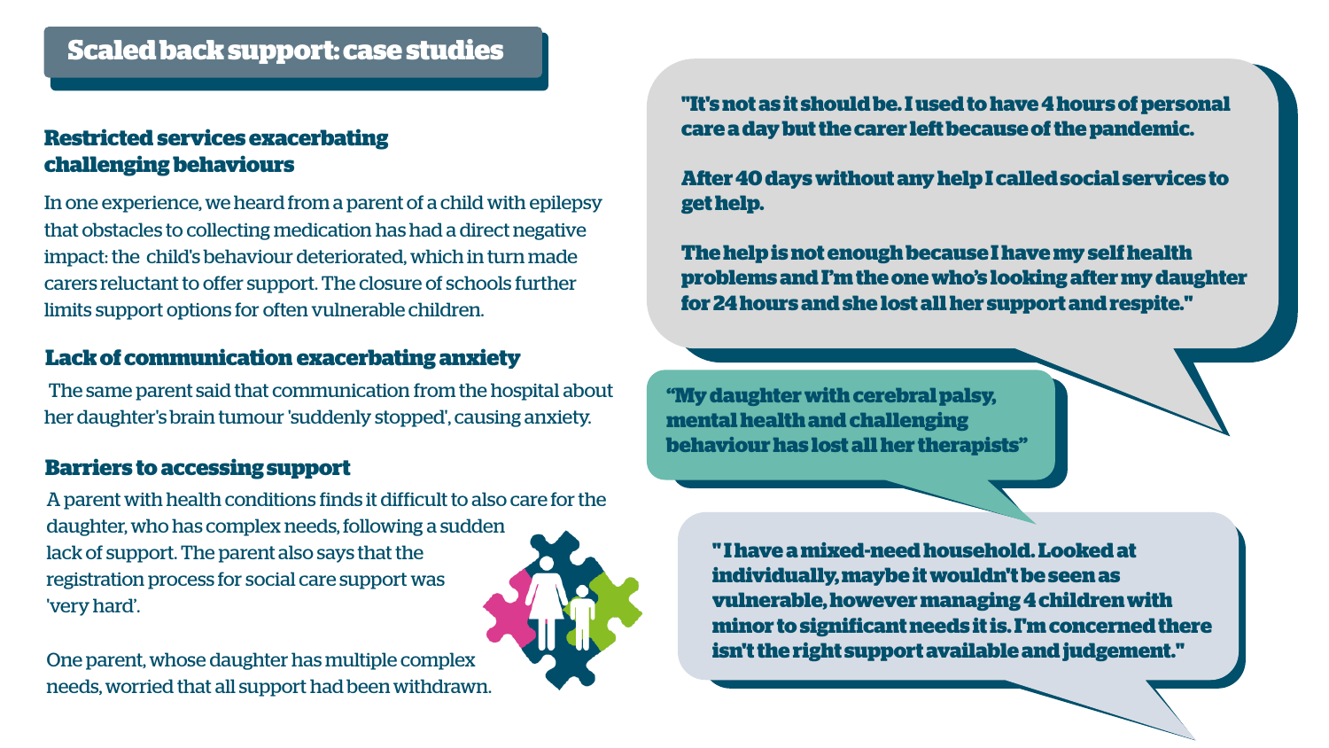## Scaled back support: case studies

### Restricted services exacerbating challenging behaviours

In one experience, we heard from a parent of a child with epilepsy that obstacles to collecting medication has had a direct negative impact: the child's behaviour deteriorated, which in turn made carers reluctant to offer support. The closure of schools further limits support options for often vulnerable children.

### Lack of communication exacerbating anxiety

The same parent said that communication from the hospital about her daughter's brain tumour 'suddenly stopped', causing anxiety.

### Barriers to accessing support

A parent with health conditions finds it difficult to also care for the daughter, who has complex needs, following a sudden lack of support. The parent also says that the registration process for social care support was 'very hard'.

One parent, whose daughter has multiple complex needs, worried that all support had been withdrawn.

> **"It's not as it should be. I used to have 4 hours of personal care a day but the carer left because of the pandemic.**
>
> **After 40 days without any help I called social services to get help.**
>
> **The help is not enough because I have my self health problems and I'm the one who's looking after my daughter for 24 hours and she lost all her support and respite."**

> **"My daughter with cerebral palsy, mental health and challenging behaviour has lost all her therapists"**

> **"I have a mixed-need household. Looked at individually, maybe it wouldn't be seen as vulnerable, however managing 4 children with minor to significant needs it is. I'm concerned there isn't the right support available and judgement."**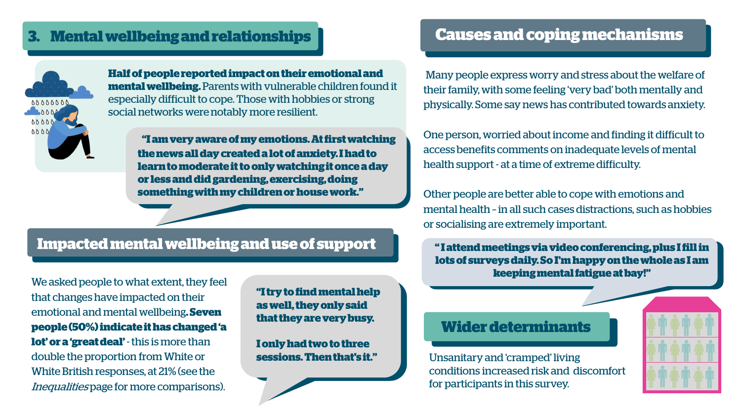## 3. Mental wellbeing and relationships

**Half of people reported impact on their emotional and mental wellbeing.** Parents with vulnerable children found it especially difficult to cope. Those with hobbies or strong social networks were notably more resilient.

> **"I am very aware of my emotions. At first watching the news all day created a lot of anxiety. I had to learn to moderate it to only watching it once a day or less and did gardening, exercising, doing something with my children or house work."**

## Impacted mental wellbeing and use of support

We asked people to what extent, they feel that changes have impacted on their emotional and mental wellbeing. **Seven people (50%) indicate it has changed 'a lot' or a 'great deal'** - this is more than double the proportion from White or White British responses, at 21% (see the *Inequalities* page for more comparisons).

> **"I try to find mental help as well, they only said that they are very busy.**
>
> **I only had two to three sessions. Then that's it."**

## Causes and coping mechanisms

Many people express worry and stress about the welfare of their family, with some feeling 'very bad' both mentally and physically. Some say news has contributed towards anxiety.

One person, worried about income and finding it difficult to access benefits comments on inadequate levels of mental health support - at a time of extreme difficulty.

Other people are better able to cope with emotions and mental health – in all such cases distractions, such as hobbies or socialising are extremely important.

> **"I attend meetings via video conferencing, plus I fill in lots of surveys daily. So I'm happy on the whole as I am keeping mental fatigue at bay!"**

## Wider determinants

Unsanitary and 'cramped' living conditions increased risk and discomfort for participants in this survey.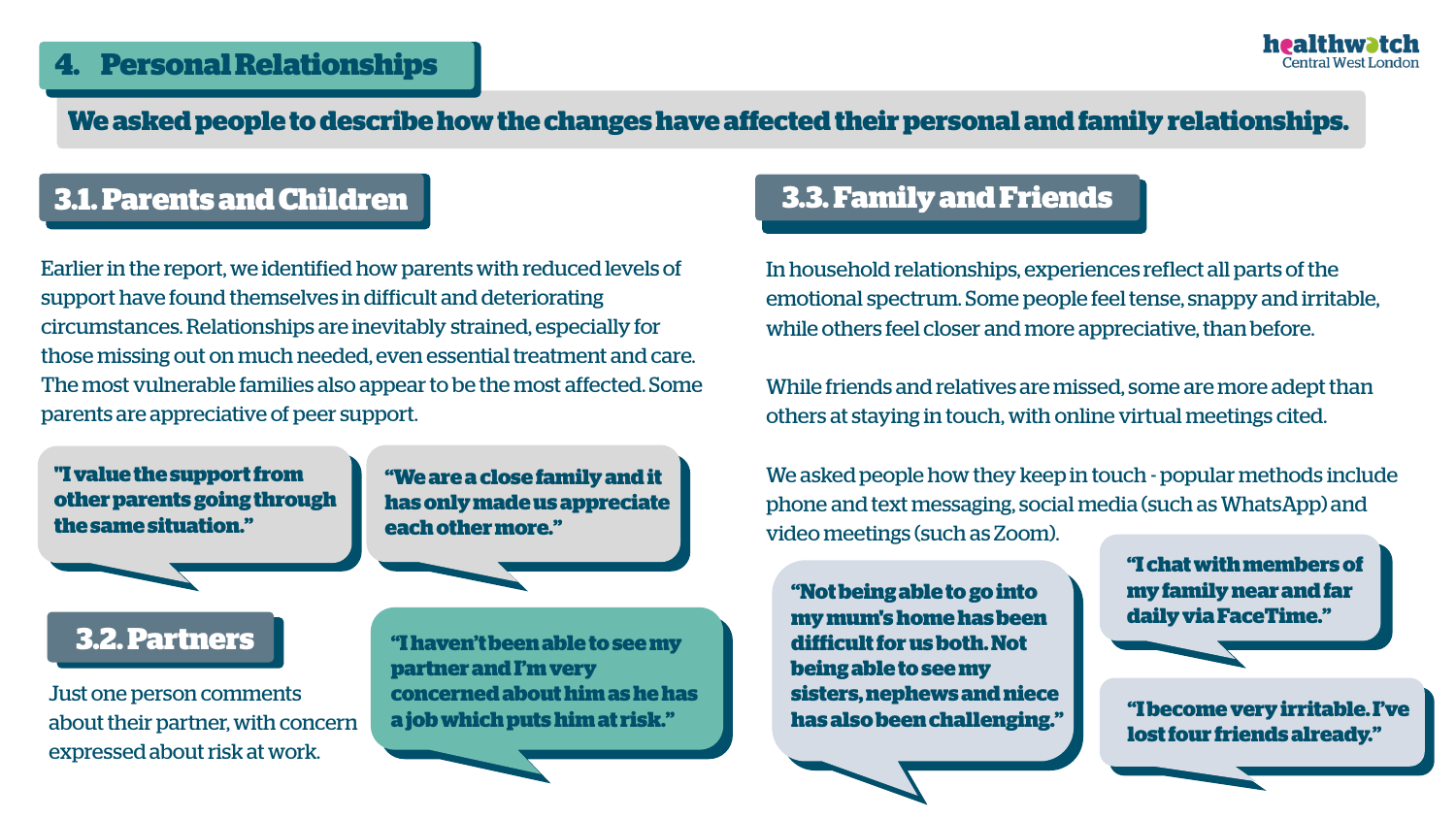## 4. Personal Relationships

**We asked people to describe how the changes have affected their personal and family relationships.**

### 3.1. Parents and Children

Earlier in the report, we identified how parents with reduced levels of support have found themselves in difficult and deteriorating circumstances. Relationships are inevitably strained, especially for those missing out on much needed, even essential treatment and care. The most vulnerable families also appear to be the most affected. Some parents are appreciative of peer support.

**"I value the support from other parents going through the same situation."**

**"We are a close family and it has only made us appreciate each other more."**

### 3.2. Partners

Just one person comments about their partner, with concern expressed about risk at work.

**"I haven't been able to see my partner and I'm very concerned about him as he has a job which puts him at risk."**

### 3.3. Family and Friends

In household relationships, experiences reflect all parts of the emotional spectrum. Some people feel tense, snappy and irritable, while others feel closer and more appreciative, than before.

While friends and relatives are missed, some are more adept than others at staying in touch, with online virtual meetings cited.

We asked people how they keep in touch - popular methods include phone and text messaging, social media (such as WhatsApp) and video meetings (such as Zoom).

**"Not being able to go into my mum's home has been difficult for us both. Not being able to see my sisters, nephews and niece has also been challenging."**

**"I chat with members of my family near and far daily via FaceTime."**

**"I become very irritable. I've lost four friends already."**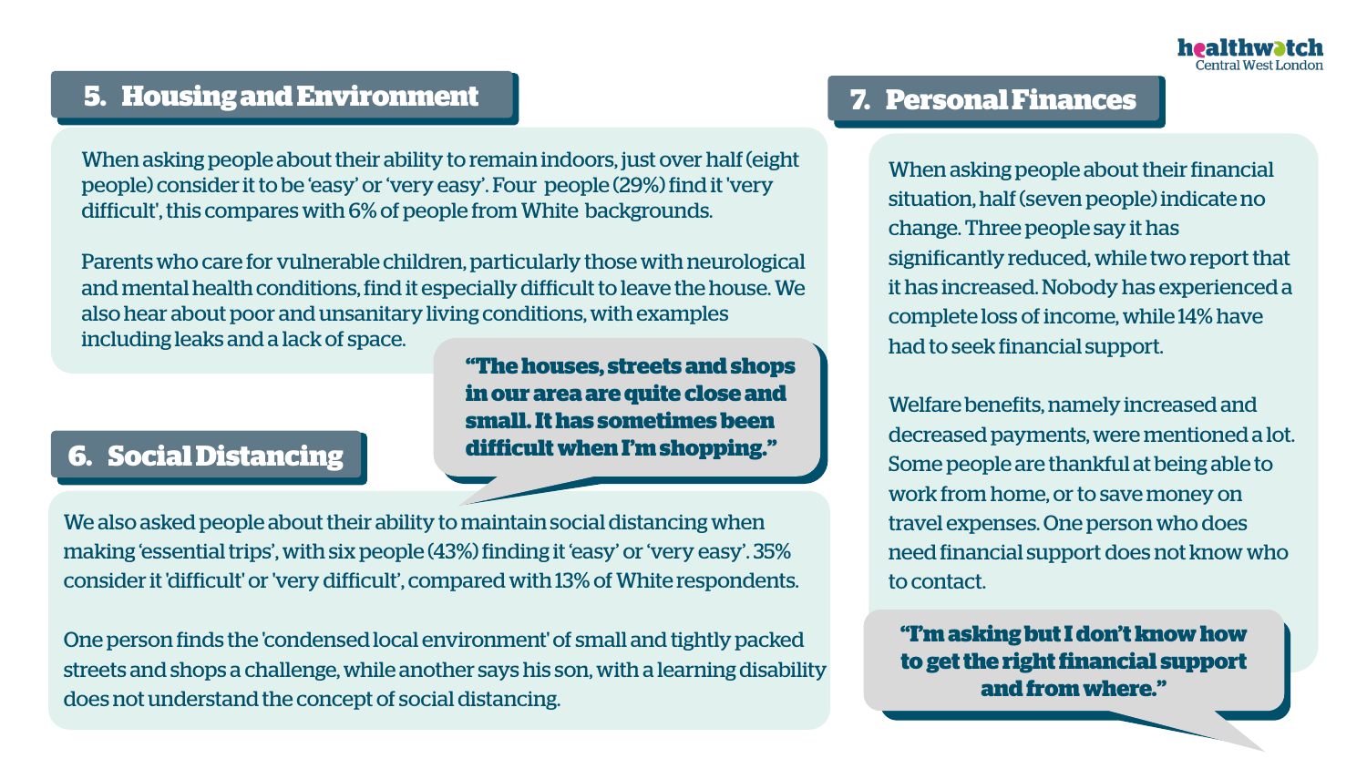## 5. Housing and Environment

When asking people about their ability to remain indoors, just over half (eight people) consider it to be 'easy' or 'very easy'. Four people (29%) find it 'very difficult', this compares with 6% of people from White backgrounds.

Parents who care for vulnerable children, particularly those with neurological and mental health conditions, find it especially difficult to leave the house. We also hear about poor and unsanitary living conditions, with examples including leaks and a lack of space.

> **"The houses, streets and shops in our area are quite close and small. It has sometimes been difficult when I'm shopping."**

## 6. Social Distancing

We also asked people about their ability to maintain social distancing when making 'essential trips', with six people (43%) finding it 'easy' or 'very easy'. 35% consider it 'difficult' or 'very difficult', compared with 13% of White respondents.

One person finds the 'condensed local environment' of small and tightly packed streets and shops a challenge, while another says his son, with a learning disability does not understand the concept of social distancing.

## 7. Personal Finances

When asking people about their financial situation, half (seven people) indicate no change. Three people say it has significantly reduced, while two report that it has increased. Nobody has experienced a complete loss of income, while 14% have had to seek financial support.

Welfare benefits, namely increased and decreased payments, were mentioned a lot. Some people are thankful at being able to work from home, or to save money on travel expenses. One person who does need financial support does not know who to contact.

> **"I'm asking but I don't know how to get the right financial support and from where."**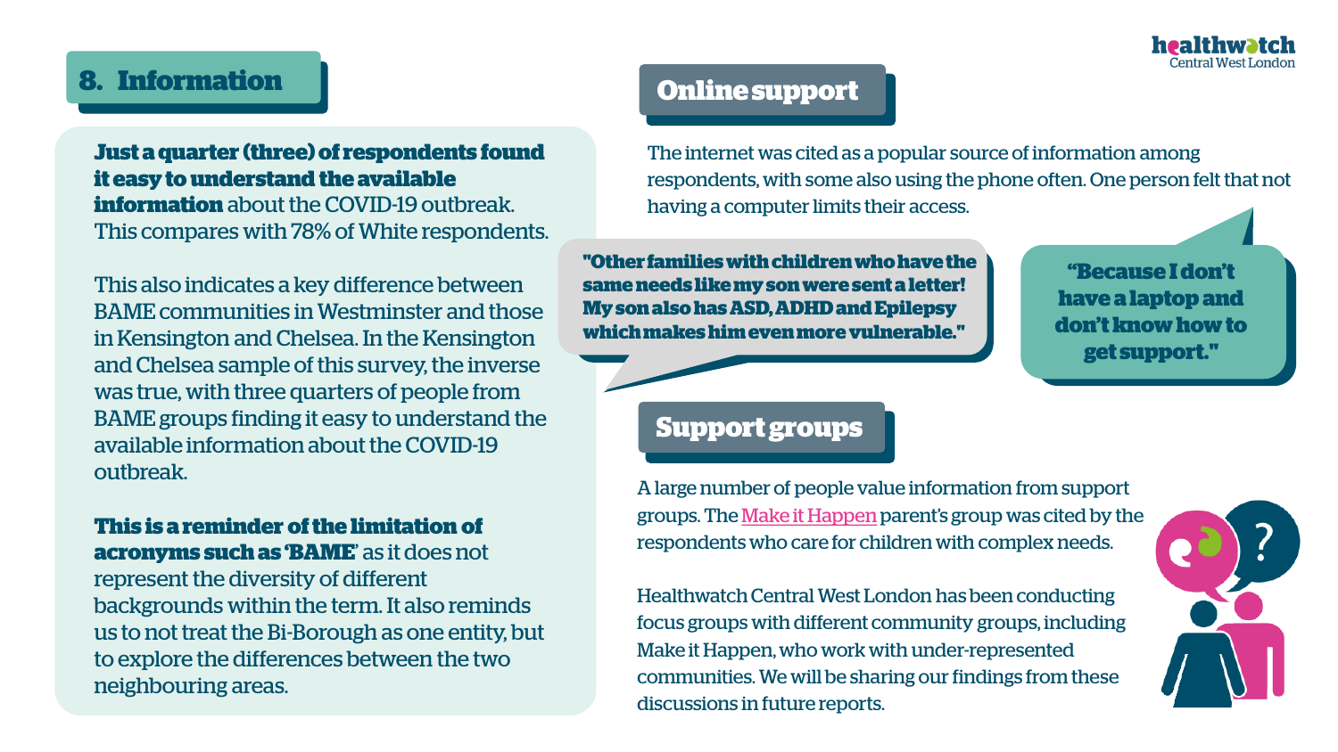## 8. Information

**Just a quarter (three) of respondents found it easy to understand the available information** about the COVID-19 outbreak. This compares with 78% of White respondents.

This also indicates a key difference between BAME communities in Westminster and those in Kensington and Chelsea. In the Kensington and Chelsea sample of this survey, the inverse was true, with three quarters of people from BAME groups finding it easy to understand the available information about the COVID-19 outbreak.

**This is a reminder of the limitation of acronyms such as 'BAME'** as it does not represent the diversity of different backgrounds within the term. It also reminds us to not treat the Bi-Borough as one entity, but to explore the differences between the two neighbouring areas.

## Online support

The internet was cited as a popular source of information among respondents, with some also using the phone often. One person felt that not having a computer limits their access.

**"Other families with children who have the same needs like my son were sent a letter! My son also has ASD, ADHD and Epilepsy which makes him even more vulnerable."**

**"Because I don't have a laptop and don't know how to get support."**

## Support groups

A large number of people value information from support groups. The Make it Happen parent's group was cited by the respondents who care for children with complex needs.

Healthwatch Central West London has been conducting focus groups with different community groups, including Make it Happen, who work with under-represented communities. We will be sharing our findings from these discussions in future reports.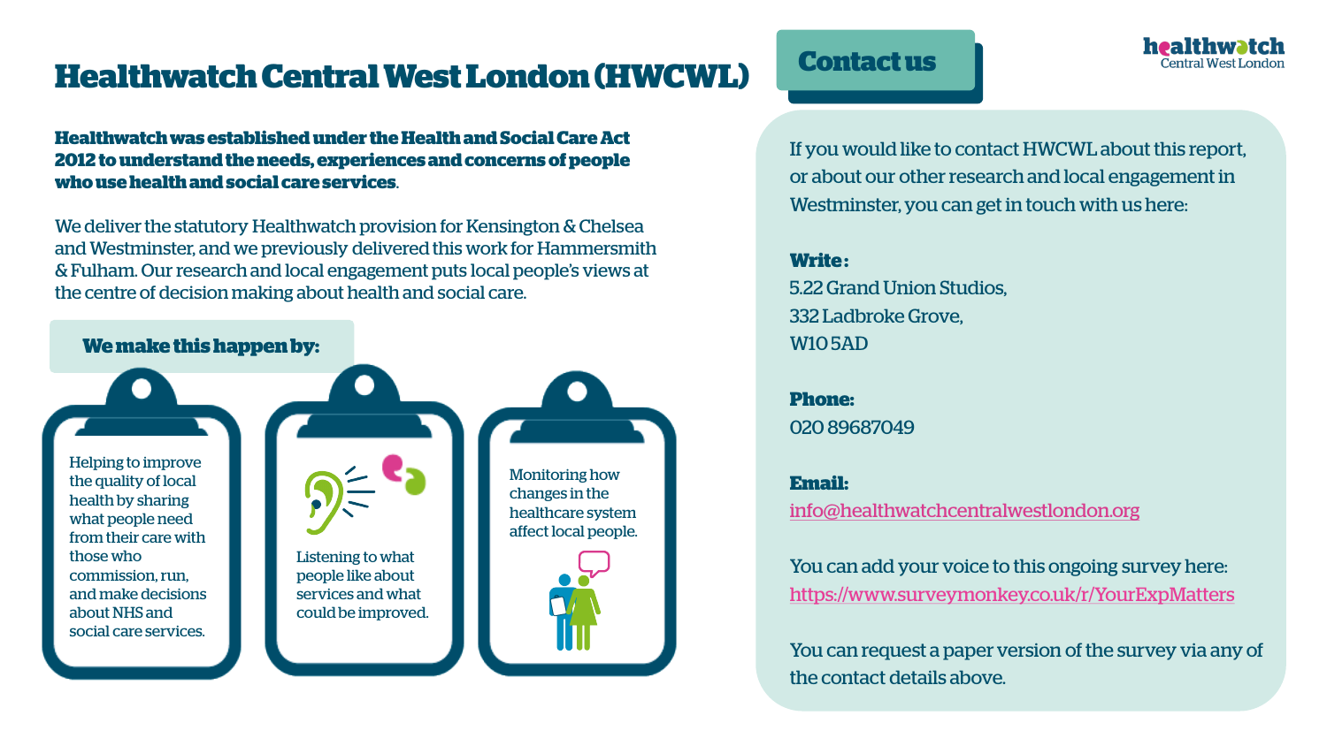# Healthwatch Central West London (HWCWL)

**Healthwatch was established under the Health and Social Care Act 2012 to understand the needs, experiences and concerns of people who use health and social care services**.

We deliver the statutory Healthwatch provision for Kensington & Chelsea and Westminster, and we previously delivered this work for Hammersmith & Fulham. Our research and local engagement puts local people's views at the centre of decision making about health and social care.

### We make this happen by:

- Helping to improve the quality of local health by sharing what people need from their care with those who commission, run, and make decisions about NHS and social care services.
- Listening to what people like about services and what could be improved.
- Monitoring how changes in the healthcare system affect local people.

## Contact us

If you would like to contact HWCWL about this report, or about our other research and local engagement in Westminster, you can get in touch with us here:

**Write:**
5.22 Grand Union Studios,
332 Ladbroke Grove,
W10 5AD

**Phone:**
020 89687049

**Email:**
info@healthwatchcentralwestlondon.org

You can add your voice to this ongoing survey here:
https://www.surveymonkey.co.uk/r/YourExpMatters

You can request a paper version of the survey via any of the contact details above.